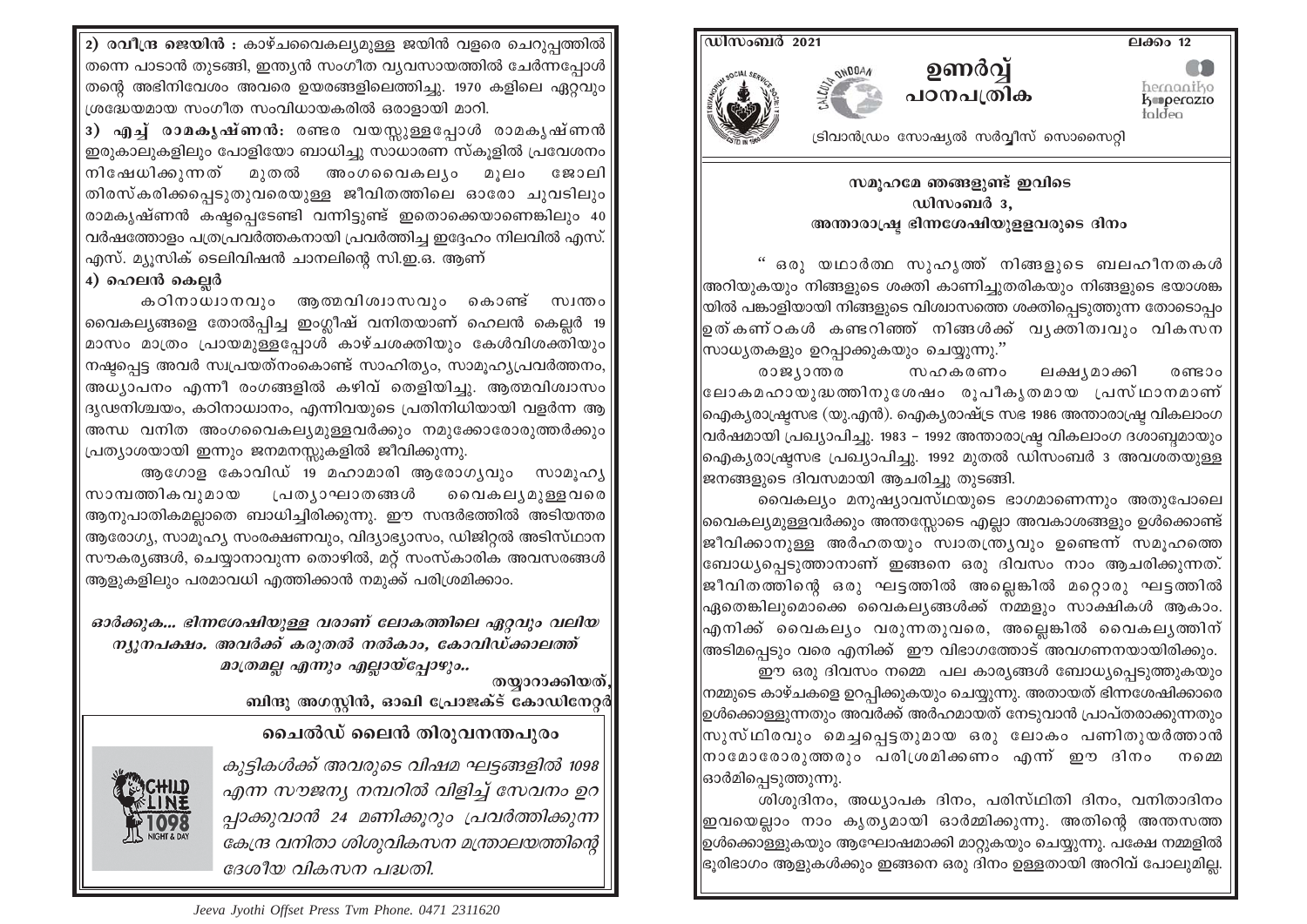**2) രവീന്ദ്ര ജെയിൻ :** കാഴ്ചവൈകല്യമുള്ള ജയിൻ വളരെ ചെറുപ്പത്തിൽ തന്നെ പാടാൻ തുടങ്ങി, ഇന്ത്യൻ സംഗീത വ്യവസായത്തിൽ ചേർന്നപ്പോൾ തന്റെ അഭിനിവേശം അവരെ ഉയരങ്ങളിലെത്തിച്ചു. 1970 കളിലെ ഏറ്റവും ശ്രദ്ധേയമായ സംഗീത സംവിധായകരിൽ ഒരാളായി മാറി.

**3) എച്ച് രാമകൃഷ്ണൻ:** രണ്ടര വയസ്സുള്ളപ്പോൾ രാമകൃഷ്ണൻ ഇരുകാലുകളിലും പോളിയോ ബാധിച്ചു സാധാരണ സ്കൂളിൽ പ്രവേശനം നിഷേധിക്കുന്നത് മുതൽ അംഗവൈകല്യം മൂലം ജോലി തിരസ്കരിക്കപ്പെടുതുവരെയുള്ള ജീവിതത്തിലെ ഓരോ ചുവടിലും രാമകൃഷ്ണൻ കഷ്ടപ്പെടേണ്ടി വന്നിട്ടുണ്ട് ഇതൊക്കെയാണെങ്കിലും 40 വർഷത്തോളം പത്രപ്രവർത്തകനായി പ്രവർത്തിച്ച ഇദ്ദേഹം നിലവിൽ എസ്. എസ്. മ്യൂസിക് ടെലിവിഷൻ ചാനലിന്റെ സി.ഇ.ഒ. ആണ്

**4) ഹെലൻ കെല്ലർ**

കഠിനാധ്വാനവും ആത്മവിശ്വാസവും കൊണ്ട് സ്വന്തം വൈകല്യങ്ങളെ തോൽപ്പിച്ച ഇംഗ്ലീഷ് വനിതയാണ് ഹെലൻ കെല്ലർ 19 മാസം മാത്രം പ്രായമുള്ളപ്പോൾ കാഴ്ചശക്തിയും കേൾവിശക്തിയും നഷ്ടപ്പെട്ട അവർ സ്വപ്രയത്നംകൊണ്ട് സാഹിത്യം, സാമൂഹ്യപ്രവർത്തനം, അധ്യാപനം എന്നീ രംഗങ്ങളിൽ കഴിവ് തെളിയിച്ചു. ആത്മവിശ്വാസം ദൃഢനിശ്ചയം, കഠിനാധ്വാനം, എന്നിവയുടെ പ്രതിനിധിയായി വളർന്ന ആ അന്ധ വനിത അംഗവൈകല്യമുള്ളവർക്കും നമുക്കോരോരുത്തർക്കും പ്രത്യാശയായി ഇന്നും ജനമനസ്സുകളിൽ ജീവിക്കുന്നു.

ആഗോള കോവിഡ് 19 മഹാമാരി ആരോഗ്യവും സാമൂഹ്യ സാമ്പത്തികവുമായ പ്രത്യാഘാതങ്ങൾ വൈകല്യമുള്ളവരെ ആനുപാതികമല്ലാതെ ബാധിച്ചിരിക്കുന്നു. ഈ സന്ദർഭത്തിൽ അടിയന്തര ആരോഗ്യ, സാമൂഹ്യ സംരക്ഷണവും, വിദ്യാഭ്യാസം, ഡിജിറ്റൽ അടിസ്ഥാന സൗകര്യങ്ങൾ, ചെയ്യാനാവുന്ന തൊഴിൽ, മറ്റ് സാംസ്കാരിക അവസരങ്ങൾ ആളുകളിലും പരമാവധി എത്തിക്കാൻ നമുക്ക് പരിശ്രമിക്കാം.

***ഓർക്കുക... ഭിന്നശേഷിയുള്ള വരാണ് ലോകത്തിലെ ഏറ്റവും വലിയ ന്യൂനപക്ഷം. അവർക്ക് കരുതൽ നൽകാം, കോവിഡ്ക്കാലത്ത് മാത്രമല്ല എന്നും എല്ലായ്പ്പോഴും..***

**തയ്യാറാക്കിയത്,**
**ബിന്ദു അഗസ്റ്റിൻ, ഓഖി പ്രോജക്ട് കോഡിനേറ്റർ**

## ചൈൽഡ് ലൈൻ തിരുവനന്തപുരം

*കുട്ടികൾക്ക് അവരുടെ വിഷമ ഘട്ടങ്ങളിൽ 1098 എന്ന സൗജന്യ നമ്പറിൽ വിളിച്ച് സേവനം ഉറപ്പാക്കുവാൻ 24 മണിക്കൂറും പ്രവർത്തിക്കുന്ന കേന്ദ്ര വനിതാ ശിശുവികസന മന്ത്രാലയത്തിന്റെ ദേശീയ വികസന പദ്ധതി.*

Jeeva Jyothi Offset Press Tvm Phone. 0471 2311620

ഡിസംബർ 2021 ലക്കം 12

# ഉണർവ്വ് പഠനപത്രിക

ട്രിവാൻഡ്രം സോഷ്യൽ സർവ്വീസ് സൊസൈറ്റി

## സമൂഹമേ ഞങ്ങളുണ്ട് ഇവിടെ
## ഡിസംബർ 3,
## അന്താരാഷ്ട്ര ഭിന്നശേഷിയുള്ളവരുടെ ദിനം

" ഒരു യഥാർത്ഥ സുഹൃത്ത് നിങ്ങളുടെ ബലഹീനതകൾ അറിയുകയും നിങ്ങളുടെ ശക്തി കാണിച്ചുതരികയും നിങ്ങളുടെ ഭയാശങ്കയിൽ പങ്കാളിയായി നിങ്ങളുടെ വിശ്വാസത്തെ ശക്തിപ്പെടുത്തുന്ന തോടൊപ്പം ഉത്കണ്ഠകൾ കണ്ടറിഞ്ഞ് നിങ്ങൾക്ക് വ്യക്തിത്വവും വികസന സാധ്യതകളും ഉറപ്പാക്കുകയും ചെയ്യുന്നു."

രാജ്യാന്തര സഹകരണം ലക്ഷ്യമാക്കി രണ്ടാം ലോകമഹായുദ്ധത്തിനുശേഷം രൂപീകൃതമായ പ്രസ്ഥാനമാണ് ഐക്യരാഷ്ട്രസഭ (യു.എൻ). ഐക്യരാഷ്ട്ര സഭ 1986 അന്താരാഷ്ട്ര വികലാംഗ വർഷമായി പ്രഖ്യാപിച്ചു. 1983 – 1992 അന്താരാഷ്ട്ര വികലാംഗ ദശാബ്ദമായും ഐക്യരാഷ്ട്രസഭ പ്രഖ്യാപിച്ചു. 1992 മുതൽ ഡിസംബർ 3 അവശതയുള്ള ജനങ്ങളുടെ ദിവസമായി ആചരിച്ചു തുടങ്ങി.

വൈകല്യം മനുഷ്യാവസ്ഥയുടെ ഭാഗമാണെന്നും അതുപോലെ വൈകല്യമുള്ളവർക്കും അന്തസ്സോടെ എല്ലാ അവകാശങ്ങളും ഉൾക്കൊണ്ട് ജീവിക്കാനുള്ള അർഹതയും സ്വാതന്ത്ര്യവും ഉണ്ടെന്ന് സമൂഹത്തെ ബോധ്യപ്പെടുത്താനാണ് ഇങ്ങനെ ഒരു ദിവസം നാം ആചരിക്കുന്നത്. ജീവിതത്തിന്റെ ഒരു ഘട്ടത്തിൽ അല്ലെങ്കിൽ മറ്റൊരു ഘട്ടത്തിൽ ഏതെങ്കിലുമൊക്കെ വൈകല്യങ്ങൾക്ക് നമ്മളും സാക്ഷികൾ ആകാം. എനിക്ക് വൈകല്യം വരുന്നതുവരെ, അല്ലെങ്കിൽ വൈകല്യത്തിന് അടിമപ്പെടും വരെ എനിക്ക് ഈ വിഭാഗത്തോട് അവഗണനയായിരിക്കും.

ഈ ഒരു ദിവസം നമ്മെ പല കാര്യങ്ങൾ ബോധ്യപ്പെടുത്തുകയും നമ്മുടെ കാഴ്ചകളെ ഉറപ്പിക്കുകയും ചെയ്യുന്നു. അതായത് ഭിന്നശേഷിക്കാരെ ഉൾക്കൊള്ളുന്നതും അവർക്ക് അർഹമായത് നേടുവാൻ പ്രാപ്തരാക്കുന്നതും സുസ്ഥിരവും മെച്ചപ്പെട്ടതുമായ ഒരു ലോകം പണിതുയർത്താൻ നാമോരോരുത്തരും പരിശ്രമിക്കണം എന്ന് ഈ ദിനം നമ്മെ ഓർമിപ്പെടുത്തുന്നു.

ശിശുദിനം, അധ്യാപക ദിനം, പരിസ്ഥിതി ദിനം, വനിതാദിനം ഇവയെല്ലാം നാം കൃത്യമായി ഓർമ്മിക്കുന്നു. അതിന്റെ അന്തസത്ത ഉൾക്കൊള്ളുകയും ആഘോഷമാക്കി മാറ്റുകയും ചെയ്യുന്നു. പക്ഷേ നമ്മളിൽ ഭൂരിഭാഗം ആളുകൾക്കും ഇങ്ങനെ ഒരു ദിനം ഉള്ളതായി അറിവ് പോലുമില്ല.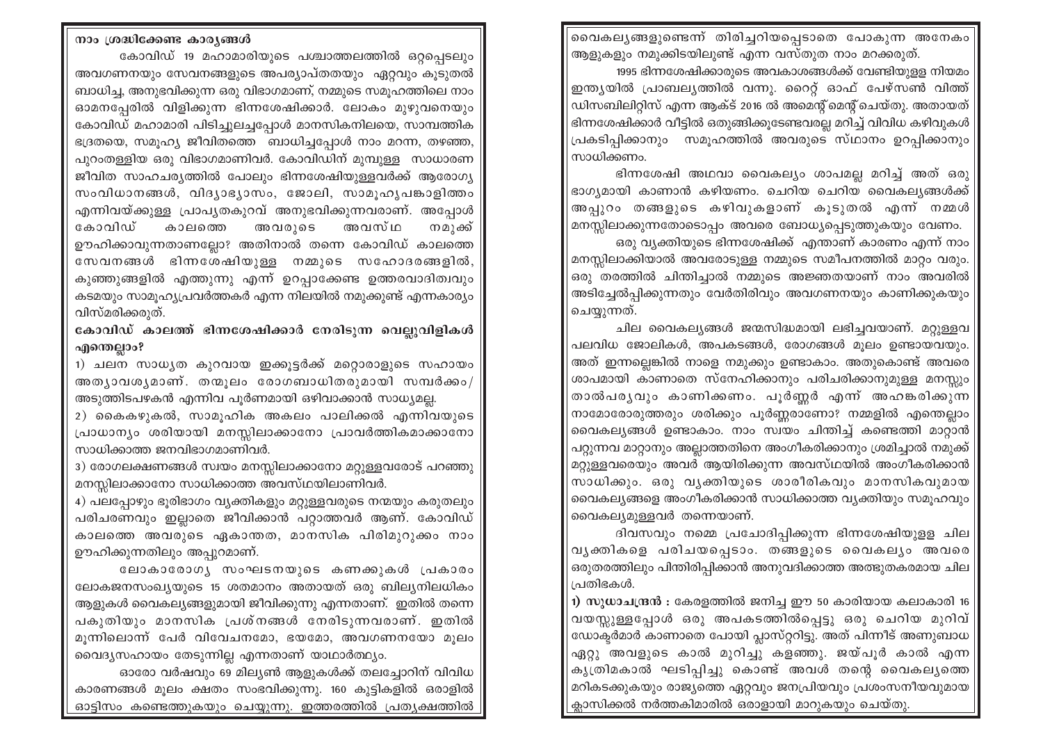**നാം ശ്രദ്ധിക്കേണ്ട കാര്യങ്ങൾ**

കോവിഡ് 19 മഹാമാരിയുടെ പശ്ചാത്തലത്തിൽ ഒറ്റപ്പെടലും അവഗണനയും സേവനങ്ങളുടെ അപര്യാപ്തതയും ഏറ്റവും കൂടുതൽ ബാധിച്ച, അനുഭവിക്കുന്ന ഒരു വിഭാഗമാണ്, നമ്മുടെ സമൂഹത്തിലെ നാം ഓമനപ്പേരിൽ വിളിക്കുന്ന ഭിന്നശേഷിക്കാർ. ലോകം മുഴുവനെയും കോവിഡ് മഹാമാരി പിടിച്ചുലച്ചപ്പോൾ മാനസികനിലയെ, സാമ്പത്തിക ഭദ്രതയെ, സമൂഹ്യ ജീവിതത്തെ ബാധിച്ചപ്പോൾ നാം മറന്ന, തഴഞ്ഞ, പുറംതള്ളിയ ഒരു വിഭാഗമാണിവർ. കോവിഡിന് മുമ്പുള്ള സാധാരണ ജീവിത സാഹചര്യത്തിൽ പോലും ഭിന്നശേഷിയുള്ളവർക്ക് ആരോഗ്യ സംവിധാനങ്ങൾ, വിദ്യാഭ്യാസം, ജോലി, സാമൂഹ്യപങ്കാളിത്തം എന്നിവയ്ക്കുള്ള പ്രാപ്യതകുറവ് അനുഭവിക്കുന്നവരാണ്. അപ്പോൾ കോവിഡ് കാലത്തെ അവരുടെ അവസ്ഥ നമുക്ക് ഊഹിക്കാവുന്നതാണല്ലോ? അതിനാൽ തന്നെ കോവിഡ് കാലത്തെ സേവനങ്ങൾ ഭിന്നശേഷിയുള്ള നമ്മുടെ സഹോദരങ്ങളിൽ, കുഞ്ഞുങ്ങളിൽ എത്തുന്നു എന്ന് ഉറപ്പാക്കേണ്ട ഉത്തരവാദിത്വവും കടമയും സാമൂഹ്യപ്രവർത്തകർ എന്ന നിലയിൽ നമുക്കുണ്ട് എന്നകാര്യം വിസ്മരിക്കരുത്.

**കോവിഡ് കാലത്ത് ഭിന്നശേഷിക്കാർ നേരിടുന്ന വെല്ലുവിളികൾ എന്തെല്ലാം?**

1) ചലന സാധ്യത കുറവായ ഇക്കൂട്ടർക്ക് മറ്റൊരാളുടെ സഹായം അത്യാവശ്യമാണ്. തന്മൂലം രോഗബാധിതരുമായി സമ്പർക്കം/ അടുത്തിടപഴകൻ എന്നിവ പൂർണമായി ഒഴിവാക്കാൻ സാധ്യമല്ല.

2) കൈകഴുകൽ, സാമൂഹിക അകലം പാലിക്കൽ എന്നിവയുടെ പ്രാധാന്യം ശരിയായി മനസ്സിലാക്കാനോ പ്രാവർത്തികമാക്കാനോ സാധിക്കാത്ത ജനവിഭാഗമാണിവർ.

3) രോഗലക്ഷണങ്ങൾ സ്വയം മനസ്സിലാക്കാനോ മറ്റുള്ളവരോട് പറഞ്ഞു മനസ്സിലാക്കാനോ സാധിക്കാത്ത അവസ്ഥയിലാണിവർ.

4) പലപ്പോഴും ഭൂരിഭാഗം വ്യക്തികളും മറ്റുള്ളവരുടെ നന്മയും കരുതലും പരിചരണവും ഇല്ലാതെ ജീവിക്കാൻ പറ്റാത്തവർ ആണ്. കോവിഡ് കാലത്തെ അവരുടെ ഏകാന്തത, മാനസിക പിരിമുറുക്കം നാം ഊഹിക്കുന്നതിലും അപ്പുറമാണ്.

ലോകാരോഗ്യ സംഘടനയുടെ കണക്കുകൾ പ്രകാരം ലോകജനസംഖ്യയുടെ 15 ശതമാനം അതായത് ഒരു ബില്യനിലധികം ആളുകൾ വൈകല്യങ്ങളുമായി ജീവിക്കുന്നു എന്നതാണ്. ഇതിൽ തന്നെ പകുതിയും മാനസിക പ്രശ്നങ്ങൾ നേരിടുന്നവരാണ്. ഇതിൽ മൂന്നിലൊന്ന് പേർ വിവേചനമോ, ഭയമോ, അവഗണനയോ മൂലം വൈദ്യസഹായം തേടുന്നില്ല എന്നതാണ് യാഥാർത്ഥ്യം.

ഓരോ വർഷവും 69 മില്യൺ ആളുകൾക്ക് തലച്ചോറിന് വിവിധ കാരണങ്ങൾ മൂലം ക്ഷതം സംഭവിക്കുന്നു. 160 കുട്ടികളിൽ ഒരാളിൽ ഓട്ടിസം കണ്ടെത്തുകയും ചെയ്യുന്നു. ഇത്തരത്തിൽ പ്രത്യക്ഷത്തിൽ വൈകല്യങ്ങളുണ്ടെന്ന് തിരിച്ചറിയപ്പെടാതെ പോകുന്ന അനേകം ആളുകളും നമുക്കിടയിലുണ്ട് എന്ന വസ്തുത നാം മറക്കരുത്.

1995 ഭിന്നശേഷിക്കാരുടെ അവകാശങ്ങൾക്ക് വേണ്ടിയുള്ള നിയമം ഇന്ത്യയിൽ പ്രാബല്യത്തിൽ വന്നു. റൈറ്റ് ഓഫ് പേഴ്സൺ വിത്ത് ഡിസബിലിറ്റിസ് എന്ന ആക്ട് 2016 ൽ അമെന്റ്മെന്റ് ചെയ്തു. അതായത് ഭിന്നശേഷിക്കാർ വീട്ടിൽ ഒതുങ്ങിക്കൂടേണ്ടവരല്ല മറിച്ച് വിവിധ കഴിവുകൾ പ്രകടിപ്പിക്കാനും സമൂഹത്തിൽ അവരുടെ സ്ഥാനം ഉറപ്പിക്കാനും സാധിക്കണം.

ഭിന്നശേഷി അഥവാ വൈകല്യം ശാപമല്ല മറിച്ച് അത് ഒരു ഭാഗ്യമായി കാണാൻ കഴിയണം. ചെറിയ ചെറിയ വൈകല്യങ്ങൾക്ക് അപ്പുറം തങ്ങളുടെ കഴിവുകളാണ് കൂടുതൽ എന്ന് നമ്മൾ മനസ്സിലാക്കുന്നതോടൊപ്പം അവരെ ബോധ്യപ്പെടുത്തുകയും വേണം.

ഒരു വ്യക്തിയുടെ ഭിന്നശേഷിക്ക് എന്താണ് കാരണം എന്ന് നാം മനസ്സിലാക്കിയാൽ അവരോടുള്ള നമ്മുടെ സമീപനത്തിൽ മാറ്റം വരും. ഒരു തരത്തിൽ ചിന്തിച്ചാൽ നമ്മുടെ അജ്ഞതയാണ് നാം അവരിൽ അടിച്ചേൽപ്പിക്കുന്നതും വേർതിരിവും അവഗണനയും കാണിക്കുകയും ചെയ്യുന്നത്.

ചില വൈകല്യങ്ങൾ ജന്മസിദ്ധമായി ലഭിച്ചവയാണ്. മറ്റുള്ളവ പലവിധ ജോലികൾ, അപകടങ്ങൾ, രോഗങ്ങൾ മൂലം ഉണ്ടായവയും. അത് ഇന്നല്ലെങ്കിൽ നാളെ നമുക്കും ഉണ്ടാകാം. അതുകൊണ്ട് അവരെ ശാപമായി കാണാതെ സ്നേഹിക്കാനും പരിചരിക്കാനുമുള്ള മനസ്സും താൽപര്യവും കാണിക്കണം. പൂർണ്ണർ എന്ന് അഹങ്കരിക്കുന്ന നാമോരോരുത്തരും ശരിക്കും പൂർണ്ണരാണോ? നമ്മളിൽ എന്തെല്ലാം വൈകല്യങ്ങൾ ഉണ്ടാകാം. നാം സ്വയം ചിന്തിച്ച് കണ്ടെത്തി മാറ്റാൻ പറ്റുന്നവ മാറ്റാനും അല്ലാത്തതിനെ അംഗീകരിക്കാനും ശ്രമിച്ചാൽ നമുക്ക് മറ്റുള്ളവരെയും അവർ ആയിരിക്കുന്ന അവസ്ഥയിൽ അംഗീകരിക്കാൻ സാധിക്കും. ഒരു വ്യക്തിയുടെ ശാരീരികവും മാനസികവുമായ വൈകല്യങ്ങളെ അംഗീകരിക്കാൻ സാധിക്കാത്ത വ്യക്തിയും സമൂഹവും വൈകല്യമുള്ളവർ തന്നെയാണ്.

ദിവസവും നമ്മെ പ്രചോദിപ്പിക്കുന്ന ഭിന്നശേഷിയുളള ചില വ്യക്തികളെ പരിചയപ്പെടാം. തങ്ങളുടെ വൈകല്യം അവരെ ഒരുതരത്തിലും പിന്തിരിപ്പിക്കാൻ അനുവദിക്കാത്ത അത്ഭുതകരമായ ചില പ്രതിഭകൾ.

**1) സുധാചന്ദ്രൻ :** കേരളത്തിൽ ജനിച്ച ഈ 50 കാരിയായ കലാകാരി 16 വയസ്സുള്ളപ്പോൾ ഒരു അപകടത്തിൽപ്പെട്ടു ഒരു ചെറിയ മുറിവ് ഡോക്ടർമാർ കാണാതെ പോയി പ്ലാസ്റ്ററിട്ടു. അത് പിന്നീട് അണുബാധ ഏറ്റു അവളുടെ കാൽ മുറിച്ചു കളഞ്ഞു. ജയ്പൂർ കാൽ എന്ന കൃത്രിമകാൽ ഘടിപ്പിച്ചു കൊണ്ട് അവൾ തന്റെ വൈകല്യത്തെ മറികടക്കുകയും രാജ്യത്തെ ഏറ്റവും ജനപ്രിയവും പ്രശംസനീയവുമായ ക്ലാസിക്കൽ നർത്തകിമാരിൽ ഒരാളായി മാറുകയും ചെയ്തു.